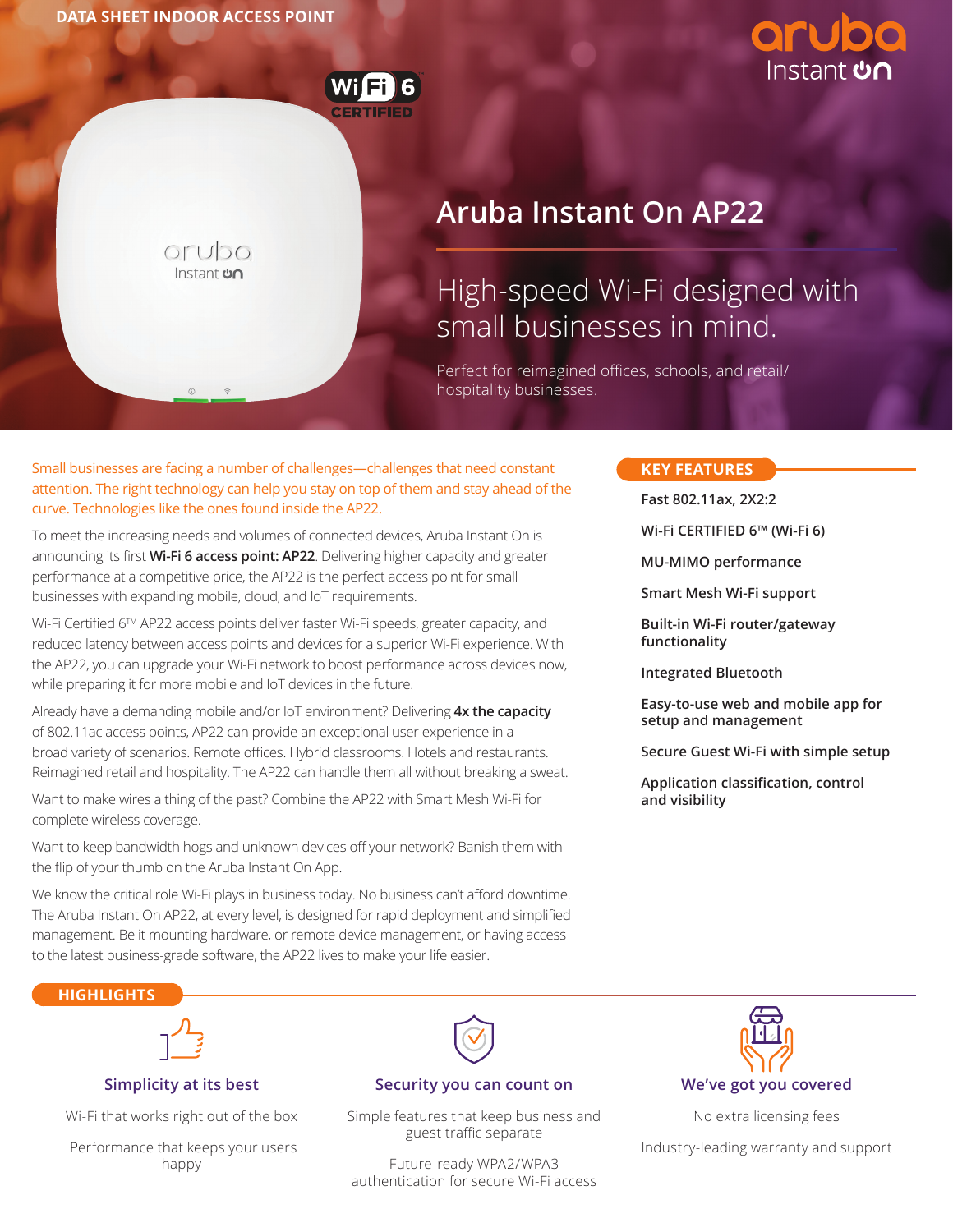DATA SHEET INDOOR ACCESS POINT

# Aruba Instant On AP22

## High-speed Wi-Fi designed with small businesses in mind.

Perfect for reimagined offices, schools, and retail/hospitality businesses.

Small businesses are facing a number of challenges—challenges that need constant attention. The right technology can help you stay on top of them and stay ahead of the curve. Technologies like the ones found inside the AP22.

To meet the increasing needs and volumes of connected devices, Aruba Instant On is announcing its first **Wi-Fi 6 access point: AP22**. Delivering higher capacity and greater performance at a competitive price, the AP22 is the perfect access point for small businesses with expanding mobile, cloud, and IoT requirements.

Wi-Fi Certified 6™ AP22 access points deliver faster Wi-Fi speeds, greater capacity, and reduced latency between access points and devices for a superior Wi-Fi experience. With the AP22, you can upgrade your Wi-Fi network to boost performance across devices now, while preparing it for more mobile and IoT devices in the future.

Already have a demanding mobile and/or IoT environment? Delivering **4x the capacity** of 802.11ac access points, AP22 can provide an exceptional user experience in a broad variety of scenarios. Remote offices. Hybrid classrooms. Hotels and restaurants. Reimagined retail and hospitality. The AP22 can handle them all without breaking a sweat.

Want to make wires a thing of the past? Combine the AP22 with Smart Mesh Wi-Fi for complete wireless coverage.

Want to keep bandwidth hogs and unknown devices off your network? Banish them with the flip of your thumb on the Aruba Instant On App.

We know the critical role Wi-Fi plays in business today. No business can't afford downtime. The Aruba Instant On AP22, at every level, is designed for rapid deployment and simplified management. Be it mounting hardware, or remote device management, or having access to the latest business-grade software, the AP22 lives to make your life easier.

### KEY FEATURES

- Fast 802.11ax, 2X2:2
- Wi-Fi CERTIFIED 6™ (Wi-Fi 6)
- MU-MIMO performance
- Smart Mesh Wi-Fi support
- Built-in Wi-Fi router/gateway functionality
- Integrated Bluetooth
- Easy-to-use web and mobile app for setup and management
- Secure Guest Wi-Fi with simple setup
- Application classification, control and visibility

### HIGHLIGHTS

**Simplicity at its best**

Wi-Fi that works right out of the box

Performance that keeps your users happy

**Security you can count on**

Simple features that keep business and guest traffic separate

Future-ready WPA2/WPA3 authentication for secure Wi-Fi access

**We've got you covered**

No extra licensing fees

Industry-leading warranty and support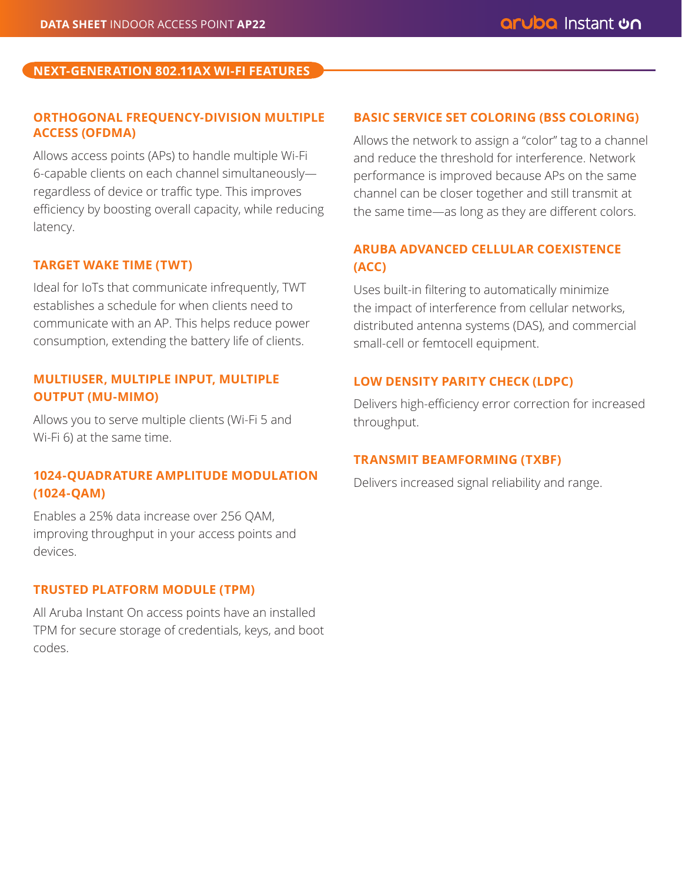## NEXT-GENERATION 802.11AX WI-FI FEATURES

### ORTHOGONAL FREQUENCY-DIVISION MULTIPLE ACCESS (OFDMA)

Allows access points (APs) to handle multiple Wi-Fi 6-capable clients on each channel simultaneously—regardless of device or traffic type. This improves efficiency by boosting overall capacity, while reducing latency.

### TARGET WAKE TIME (TWT)

Ideal for IoTs that communicate infrequently, TWT establishes a schedule for when clients need to communicate with an AP. This helps reduce power consumption, extending the battery life of clients.

### MULTIUSER, MULTIPLE INPUT, MULTIPLE OUTPUT (MU-MIMO)

Allows you to serve multiple clients (Wi-Fi 5 and Wi-Fi 6) at the same time.

### 1024-QUADRATURE AMPLITUDE MODULATION (1024-QAM)

Enables a 25% data increase over 256 QAM, improving throughput in your access points and devices.

### TRUSTED PLATFORM MODULE (TPM)

All Aruba Instant On access points have an installed TPM for secure storage of credentials, keys, and boot codes.

### BASIC SERVICE SET COLORING (BSS COLORING)

Allows the network to assign a "color" tag to a channel and reduce the threshold for interference. Network performance is improved because APs on the same channel can be closer together and still transmit at the same time—as long as they are different colors.

### ARUBA ADVANCED CELLULAR COEXISTENCE (ACC)

Uses built-in filtering to automatically minimize the impact of interference from cellular networks, distributed antenna systems (DAS), and commercial small-cell or femtocell equipment.

### LOW DENSITY PARITY CHECK (LDPC)

Delivers high-efficiency error correction for increased throughput.

### TRANSMIT BEAMFORMING (TXBF)

Delivers increased signal reliability and range.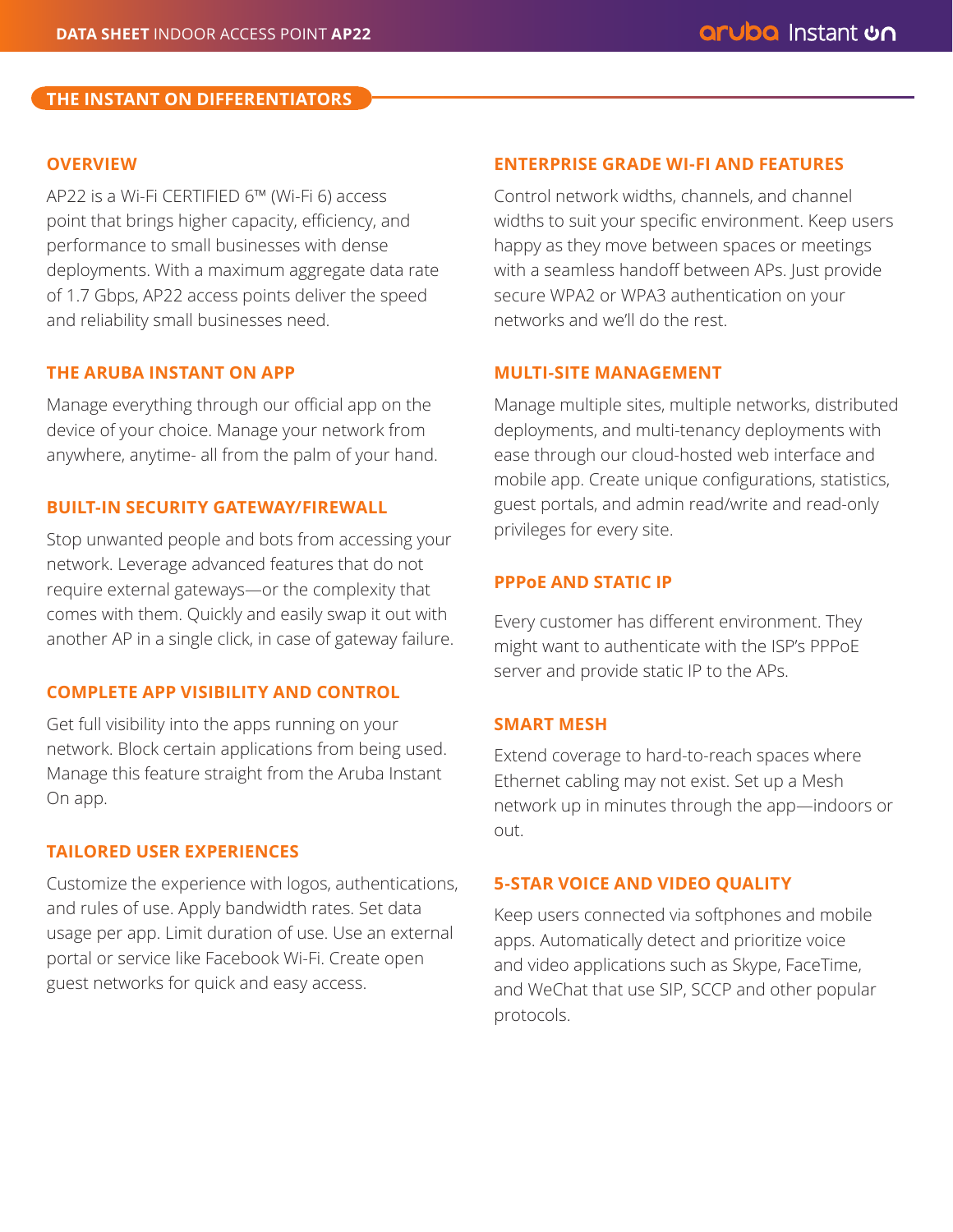## THE INSTANT ON DIFFERENTIATORS

### OVERVIEW

AP22 is a Wi-Fi CERTIFIED 6™ (Wi-Fi 6) access point that brings higher capacity, efficiency, and performance to small businesses with dense deployments. With a maximum aggregate data rate of 1.7 Gbps, AP22 access points deliver the speed and reliability small businesses need.

### THE ARUBA INSTANT ON APP

Manage everything through our official app on the device of your choice. Manage your network from anywhere, anytime- all from the palm of your hand.

### BUILT-IN SECURITY GATEWAY/FIREWALL

Stop unwanted people and bots from accessing your network. Leverage advanced features that do not require external gateways—or the complexity that comes with them. Quickly and easily swap it out with another AP in a single click, in case of gateway failure.

### COMPLETE APP VISIBILITY AND CONTROL

Get full visibility into the apps running on your network. Block certain applications from being used. Manage this feature straight from the Aruba Instant On app.

### TAILORED USER EXPERIENCES

Customize the experience with logos, authentications, and rules of use. Apply bandwidth rates. Set data usage per app. Limit duration of use. Use an external portal or service like Facebook Wi-Fi. Create open guest networks for quick and easy access.

### ENTERPRISE GRADE WI-FI AND FEATURES

Control network widths, channels, and channel widths to suit your specific environment. Keep users happy as they move between spaces or meetings with a seamless handoff between APs. Just provide secure WPA2 or WPA3 authentication on your networks and we'll do the rest.

### MULTI-SITE MANAGEMENT

Manage multiple sites, multiple networks, distributed deployments, and multi-tenancy deployments with ease through our cloud-hosted web interface and mobile app. Create unique configurations, statistics, guest portals, and admin read/write and read-only privileges for every site.

### PPPoE AND STATIC IP

Every customer has different environment. They might want to authenticate with the ISP's PPPoE server and provide static IP to the APs.

### SMART MESH

Extend coverage to hard-to-reach spaces where Ethernet cabling may not exist. Set up a Mesh network up in minutes through the app—indoors or out.

### 5-STAR VOICE AND VIDEO QUALITY

Keep users connected via softphones and mobile apps. Automatically detect and prioritize voice and video applications such as Skype, FaceTime, and WeChat that use SIP, SCCP and other popular protocols.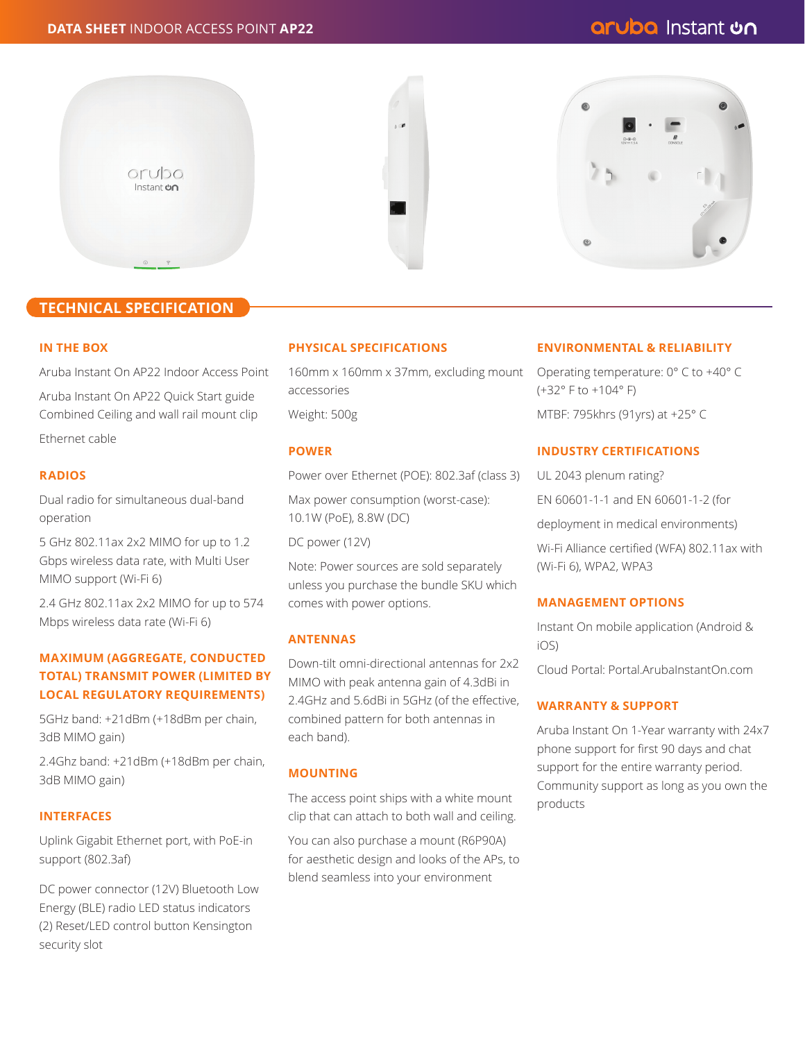## TECHNICAL SPECIFICATION

### IN THE BOX

Aruba Instant On AP22 Indoor Access Point

Aruba Instant On AP22 Quick Start guide

Combined Ceiling and wall rail mount clip

Ethernet cable

### RADIOS

Dual radio for simultaneous dual-band operation

5 GHz 802.11ax 2x2 MIMO for up to 1.2 Gbps wireless data rate, with Multi User MIMO support (Wi-Fi 6)

2.4 GHz 802.11ax 2x2 MIMO for up to 574 Mbps wireless data rate (Wi-Fi 6)

### MAXIMUM (AGGREGATE, CONDUCTED TOTAL) TRANSMIT POWER (LIMITED BY LOCAL REGULATORY REQUIREMENTS)

5GHz band: +21dBm (+18dBm per chain, 3dB MIMO gain)

2.4Ghz band: +21dBm (+18dBm per chain, 3dB MIMO gain)

### INTERFACES

Uplink Gigabit Ethernet port, with PoE-in support (802.3af)

DC power connector (12V) Bluetooth Low Energy (BLE) radio LED status indicators (2) Reset/LED control button Kensington security slot

### PHYSICAL SPECIFICATIONS

160mm x 160mm x 37mm, excluding mount accessories

Weight: 500g

### POWER

Power over Ethernet (POE): 802.3af (class 3)

Max power consumption (worst-case): 10.1W (PoE), 8.8W (DC)

DC power (12V)

Note: Power sources are sold separately unless you purchase the bundle SKU which comes with power options.

### ANTENNAS

Down-tilt omni-directional antennas for 2x2 MIMO with peak antenna gain of 4.3dBi in 2.4GHz and 5.6dBi in 5GHz (of the effective, combined pattern for both antennas in each band).

### MOUNTING

The access point ships with a white mount clip that can attach to both wall and ceiling.

You can also purchase a mount (R6P90A) for aesthetic design and looks of the APs, to blend seamless into your environment

### ENVIRONMENTAL & RELIABILITY

Operating temperature: 0° C to +40° C (+32° F to +104° F)

MTBF: 795khrs (91yrs) at +25° C

### INDUSTRY CERTIFICATIONS

UL 2043 plenum rating?

EN 60601-1-1 and EN 60601-1-2 (for deployment in medical environments)

Wi-Fi Alliance certified (WFA) 802.11ax with (Wi-Fi 6), WPA2, WPA3

### MANAGEMENT OPTIONS

Instant On mobile application (Android & iOS)

Cloud Portal: Portal.ArubaInstantOn.com

### WARRANTY & SUPPORT

Aruba Instant On 1-Year warranty with 24x7 phone support for first 90 days and chat support for the entire warranty period. Community support as long as you own the products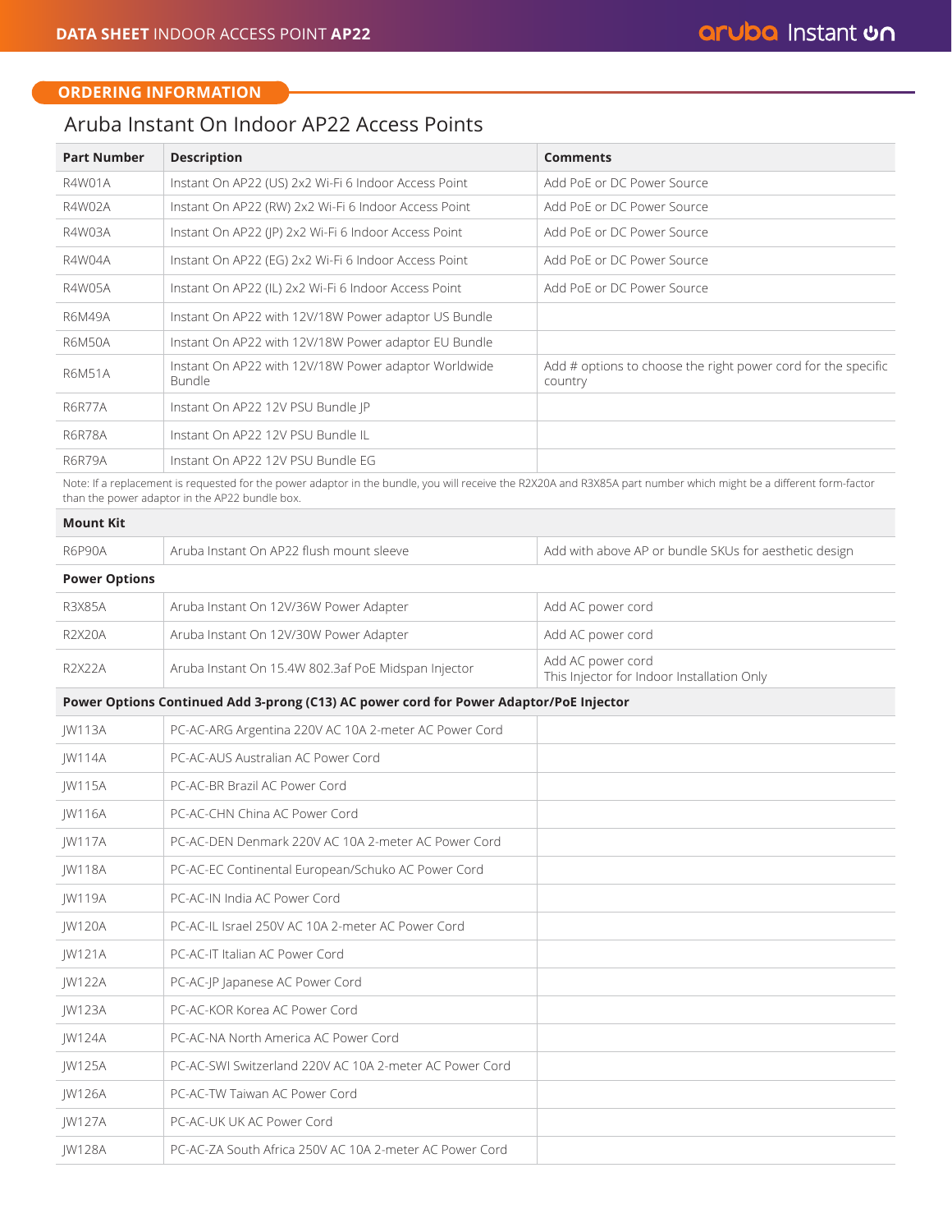## ORDERING INFORMATION

### Aruba Instant On Indoor AP22 Access Points

| Part Number | Description | Comments |
|---|---|---|
| R4W01A | Instant On AP22 (US) 2x2 Wi-Fi 6 Indoor Access Point | Add PoE or DC Power Source |
| R4W02A | Instant On AP22 (RW) 2x2 Wi-Fi 6 Indoor Access Point | Add PoE or DC Power Source |
| R4W03A | Instant On AP22 (JP) 2x2 Wi-Fi 6 Indoor Access Point | Add PoE or DC Power Source |
| R4W04A | Instant On AP22 (EG) 2x2 Wi-Fi 6 Indoor Access Point | Add PoE or DC Power Source |
| R4W05A | Instant On AP22 (IL) 2x2 Wi-Fi 6 Indoor Access Point | Add PoE or DC Power Source |
| R6M49A | Instant On AP22 with 12V/18W Power adaptor US Bundle | |
| R6M50A | Instant On AP22 with 12V/18W Power adaptor EU Bundle | |
| R6M51A | Instant On AP22 with 12V/18W Power adaptor Worldwide Bundle | Add # options to choose the right power cord for the specific country |
| R6R77A | Instant On AP22 12V PSU Bundle JP | |
| R6R78A | Instant On AP22 12V PSU Bundle IL | |
| R6R79A | Instant On AP22 12V PSU Bundle EG | |
| Note: If a replacement is requested for the power adaptor in the bundle, you will receive the R2X20A and R3X85A part number which might be a different form-factor than the power adaptor in the AP22 bundle box. | | |
| **Mount Kit** | | |
| R6P90A | Aruba Instant On AP22 flush mount sleeve | Add with above AP or bundle SKUs for aesthetic design |
| **Power Options** | | |
| R3X85A | Aruba Instant On 12V/36W Power Adapter | Add AC power cord |
| R2X20A | Aruba Instant On 12V/30W Power Adapter | Add AC power cord |
| R2X22A | Aruba Instant On 15.4W 802.3af PoE Midspan Injector | Add AC power cord<br>This Injector for Indoor Installation Only |
| **Power Options Continued Add 3-prong (C13) AC power cord for Power Adaptor/PoE Injector** | | |
| JW113A | PC-AC-ARG Argentina 220V AC 10A 2-meter AC Power Cord | |
| JW114A | PC-AC-AUS Australian AC Power Cord | |
| JW115A | PC-AC-BR Brazil AC Power Cord | |
| JW116A | PC-AC-CHN China AC Power Cord | |
| JW117A | PC-AC-DEN Denmark 220V AC 10A 2-meter AC Power Cord | |
| JW118A | PC-AC-EC Continental European/Schuko AC Power Cord | |
| JW119A | PC-AC-IN India AC Power Cord | |
| JW120A | PC-AC-IL Israel 250V AC 10A 2-meter AC Power Cord | |
| JW121A | PC-AC-IT Italian AC Power Cord | |
| JW122A | PC-AC-JP Japanese AC Power Cord | |
| JW123A | PC-AC-KOR Korea AC Power Cord | |
| JW124A | PC-AC-NA North America AC Power Cord | |
| JW125A | PC-AC-SWI Switzerland 220V AC 10A 2-meter AC Power Cord | |
| JW126A | PC-AC-TW Taiwan AC Power Cord | |
| JW127A | PC-AC-UK UK AC Power Cord | |
| JW128A | PC-AC-ZA South Africa 250V AC 10A 2-meter AC Power Cord | |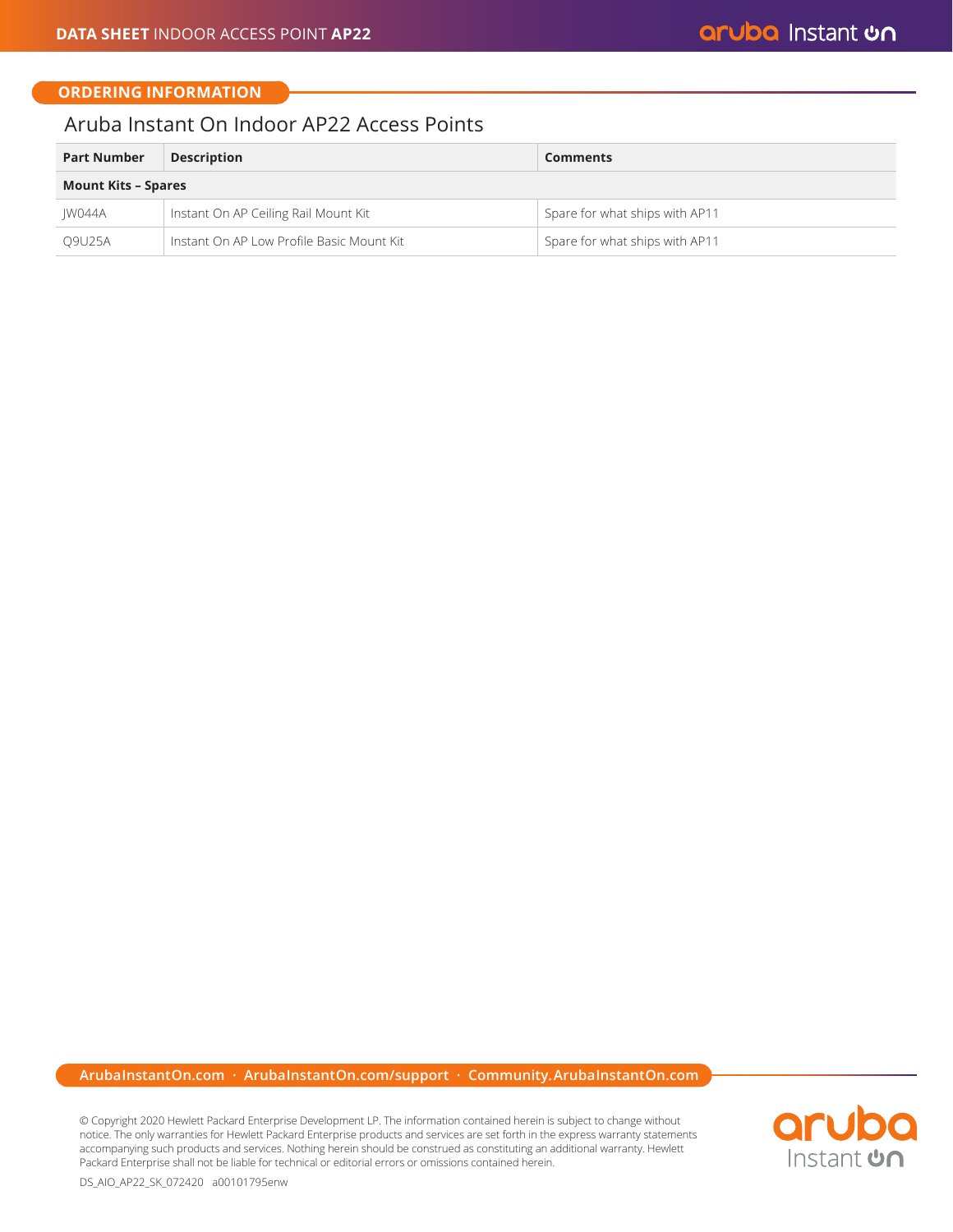## ORDERING INFORMATION

### Aruba Instant On Indoor AP22 Access Points

| Part Number | Description | Comments |
|---|---|---|
| **Mount Kits – Spares** | | |
| JW044A | Instant On AP Ceiling Rail Mount Kit | Spare for what ships with AP11 |
| Q9U25A | Instant On AP Low Profile Basic Mount Kit | Spare for what ships with AP11 |

**ArubaInstantOn.com · ArubaInstantOn.com/support · Community.ArubaInstantOn.com**

© Copyright 2020 Hewlett Packard Enterprise Development LP. The information contained herein is subject to change without notice. The only warranties for Hewlett Packard Enterprise products and services are set forth in the express warranty statements accompanying such products and services. Nothing herein should be construed as constituting an additional warranty. Hewlett Packard Enterprise shall not be liable for technical or editorial errors or omissions contained herein.

DS_AIO_AP22_SK_072420 a00101795enw